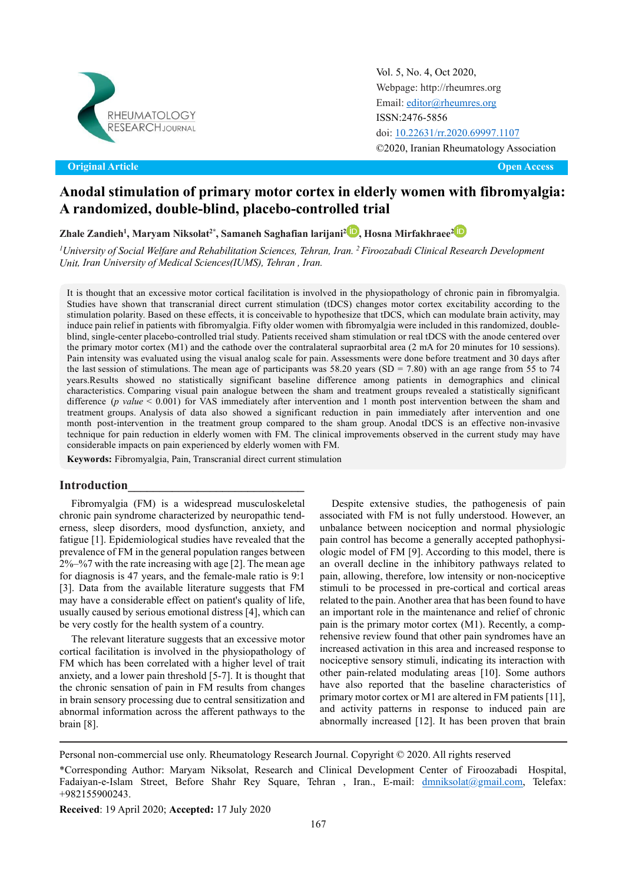Original Article

Open Access

# Anodal stimulation of primary motor cortex in elderly women with fibromyalgia: A randomized, double-blind, placebo-controlled trial

**Zhale Zandieh[1], Maryam Niksolat[2*], Samaneh Saghafian larijani[2], Hosna Mirfakhraee[2]**

[1]*University of Social Welfare and Rehabilitation Sciences, Tehran, Iran.* [2] *Firoozabadi Clinical Research Development Unit, Iran University of Medical Sciences(IUMS), Tehran , Iran.*

It is thought that an excessive motor cortical facilitation is involved in the physiopathology of chronic pain in fibromyalgia. Studies have shown that transcranial direct current stimulation (tDCS) changes motor cortex excitability according to the stimulation polarity. Based on these effects, it is conceivable to hypothesize that tDCS, which can modulate brain activity, may induce pain relief in patients with fibromyalgia. Fifty older women with fibromyalgia were included in this randomized, double-blind, single-center placebo-controlled trial study. Patients received sham stimulation or real tDCS with the anode centered over the primary motor cortex (M1) and the cathode over the contralateral supraorbital area (2 mA for 20 minutes for 10 sessions). Pain intensity was evaluated using the visual analog scale for pain. Assessments were done before treatment and 30 days after the last session of stimulations. The mean age of participants was 58.20 years (SD = 7.80) with an age range from 55 to 74 years.Results showed no statistically significant baseline difference among patients in demographics and clinical characteristics. Comparing visual pain analogue between the sham and treatment groups revealed a statistically significant difference (*p value* < 0.001) for VAS immediately after intervention and 1 month post intervention between the sham and treatment groups. Analysis of data also showed a significant reduction in pain immediately after intervention and one month post-intervention in the treatment group compared to the sham group. Anodal tDCS is an effective non-invasive technique for pain reduction in elderly women with FM. The clinical improvements observed in the current study may have considerable impacts on pain experienced by elderly women with FM.

**Keywords:** Fibromyalgia, Pain, Transcranial direct current stimulation

## Introduction

Fibromyalgia (FM) is a widespread musculoskeletal chronic pain syndrome characterized by neuropathic tenderness, sleep disorders, mood dysfunction, anxiety, and fatigue [1]. Epidemiological studies have revealed that the prevalence of FM in the general population ranges between 2%–%7 with the rate increasing with age [2]. The mean age for diagnosis is 47 years, and the female-male ratio is 9:1 [3]. Data from the available literature suggests that FM may have a considerable effect on patient's quality of life, usually caused by serious emotional distress [4], which can be very costly for the health system of a country.

The relevant literature suggests that an excessive motor cortical facilitation is involved in the physiopathology of FM which has been correlated with a higher level of trait anxiety, and a lower pain threshold [5-7]. It is thought that the chronic sensation of pain in FM results from changes in brain sensory processing due to central sensitization and abnormal information across the afferent pathways to the brain [8].

Despite extensive studies, the pathogenesis of pain associated with FM is not fully understood. However, an unbalance between nociception and normal physiologic pain control has become a generally accepted pathophysiologic model of FM [9]. According to this model, there is an overall decline in the inhibitory pathways related to pain, allowing, therefore, low intensity or non-nociceptive stimuli to be processed in pre-cortical and cortical areas related to the pain. Another area that has been found to have an important role in the maintenance and relief of chronic pain is the primary motor cortex (M1). Recently, a comprehensive review found that other pain syndromes have an increased activation in this area and increased response to nociceptive sensory stimuli, indicating its interaction with other pain-related modulating areas [10]. Some authors have also reported that the baseline characteristics of primary motor cortex or M1 are altered in FM patients [11], and activity patterns in response to induced pain are abnormally increased [12]. It has been proven that brain

---

Personal non-commercial use only. Rheumatology Research Journal. Copyright © 2020. All rights reserved

*Corresponding Author: Maryam Niksolat, Research and Clinical Development Center of Firoozabadi Hospital, Fadaiyan-e-Islam Street, Before Shahr Rey Square, Tehran , Iran., E-mail: dmniksolat@gmail.com, Telefax: +982155900243.

**Received**: 19 April 2020; **Accepted:** 17 July 2020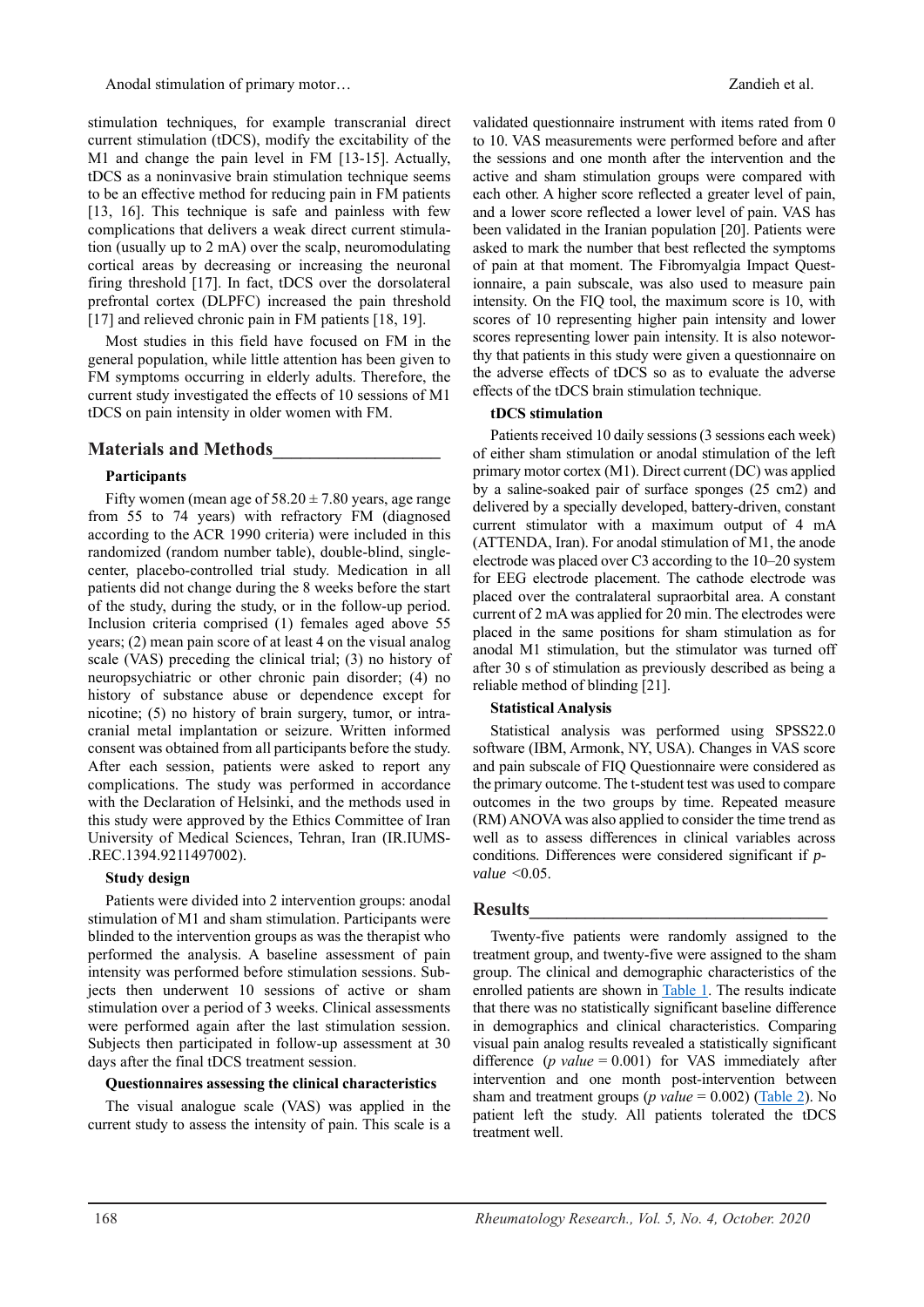stimulation techniques, for example transcranial direct current stimulation (tDCS), modify the excitability of the M1 and change the pain level in FM [13-15]. Actually, tDCS as a noninvasive brain stimulation technique seems to be an effective method for reducing pain in FM patients [13, 16]. This technique is safe and painless with few complications that delivers a weak direct current stimulation (usually up to 2 mA) over the scalp, neuromodulating cortical areas by decreasing or increasing the neuronal firing threshold [17]. In fact, tDCS over the dorsolateral prefrontal cortex (DLPFC) increased the pain threshold [17] and relieved chronic pain in FM patients [18, 19].

Most studies in this field have focused on FM in the general population, while little attention has been given to FM symptoms occurring in elderly adults. Therefore, the current study investigated the effects of 10 sessions of M1 tDCS on pain intensity in older women with FM.

## Materials and Methods

### Participants

Fifty women (mean age of $58.20 \pm 7.80$ years, age range from 55 to 74 years) with refractory FM (diagnosed according to the ACR 1990 criteria) were included in this randomized (random number table), double-blind, single-center, placebo-controlled trial study. Medication in all patients did not change during the 8 weeks before the start of the study, during the study, or in the follow-up period. Inclusion criteria comprised (1) females aged above 55 years; (2) mean pain score of at least 4 on the visual analog scale (VAS) preceding the clinical trial; (3) no history of neuropsychiatric or other chronic pain disorder; (4) no history of substance abuse or dependence except for nicotine; (5) no history of brain surgery, tumor, or intracranial metal implantation or seizure. Written informed consent was obtained from all participants before the study. After each session, patients were asked to report any complications. The study was performed in accordance with the Declaration of Helsinki, and the methods used in this study were approved by the Ethics Committee of Iran University of Medical Sciences, Tehran, Iran (IR.IUMS-.REC.1394.9211497002).

### Study design

Patients were divided into 2 intervention groups: anodal stimulation of M1 and sham stimulation. Participants were blinded to the intervention groups as was the therapist who performed the analysis. A baseline assessment of pain intensity was performed before stimulation sessions. Subjects then underwent 10 sessions of active or sham stimulation over a period of 3 weeks. Clinical assessments were performed again after the last stimulation session. Subjects then participated in follow-up assessment at 30 days after the final tDCS treatment session.

### Questionnaires assessing the clinical characteristics

The visual analogue scale (VAS) was applied in the current study to assess the intensity of pain. This scale is a validated questionnaire instrument with items rated from 0 to 10. VAS measurements were performed before and after the sessions and one month after the intervention and the active and sham stimulation groups were compared with each other. A higher score reflected a greater level of pain, and a lower score reflected a lower level of pain. VAS has been validated in the Iranian population [20]. Patients were asked to mark the number that best reflected the symptoms of pain at that moment. The Fibromyalgia Impact Questionnaire, a pain subscale, was also used to measure pain intensity. On the FIQ tool, the maximum score is 10, with scores of 10 representing higher pain intensity and lower scores representing lower pain intensity. It is also noteworthy that patients in this study were given a questionnaire on the adverse effects of tDCS so as to evaluate the adverse effects of the tDCS brain stimulation technique.

### tDCS stimulation

Patients received 10 daily sessions (3 sessions each week) of either sham stimulation or anodal stimulation of the left primary motor cortex (M1). Direct current (DC) was applied by a saline-soaked pair of surface sponges (25 cm2) and delivered by a specially developed, battery-driven, constant current stimulator with a maximum output of 4 mA (ATTENDA, Iran). For anodal stimulation of M1, the anode electrode was placed over C3 according to the 10–20 system for EEG electrode placement. The cathode electrode was placed over the contralateral supraorbital area. A constant current of 2 mA was applied for 20 min. The electrodes were placed in the same positions for sham stimulation as for anodal M1 stimulation, but the stimulator was turned off after 30 s of stimulation as previously described as being a reliable method of blinding [21].

### Statistical Analysis

Statistical analysis was performed using SPSS22.0 software (IBM, Armonk, NY, USA). Changes in VAS score and pain subscale of FIQ Questionnaire were considered as the primary outcome. The t-student test was used to compare outcomes in the two groups by time. Repeated measure (RM) ANOVA was also applied to consider the time trend as well as to assess differences in clinical variables across conditions. Differences were considered significant if *p-value* $<0.05$.

## Results

Twenty-five patients were randomly assigned to the treatment group, and twenty-five were assigned to the sham group. The clinical and demographic characteristics of the enrolled patients are shown in Table 1. The results indicate that there was no statistically significant baseline difference in demographics and clinical characteristics. Comparing visual pain analog results revealed a statistically significant difference (*p value* = 0.001) for VAS immediately after intervention and one month post-intervention between sham and treatment groups (*p value* = 0.002) (Table 2). No patient left the study. All patients tolerated the tDCS treatment well.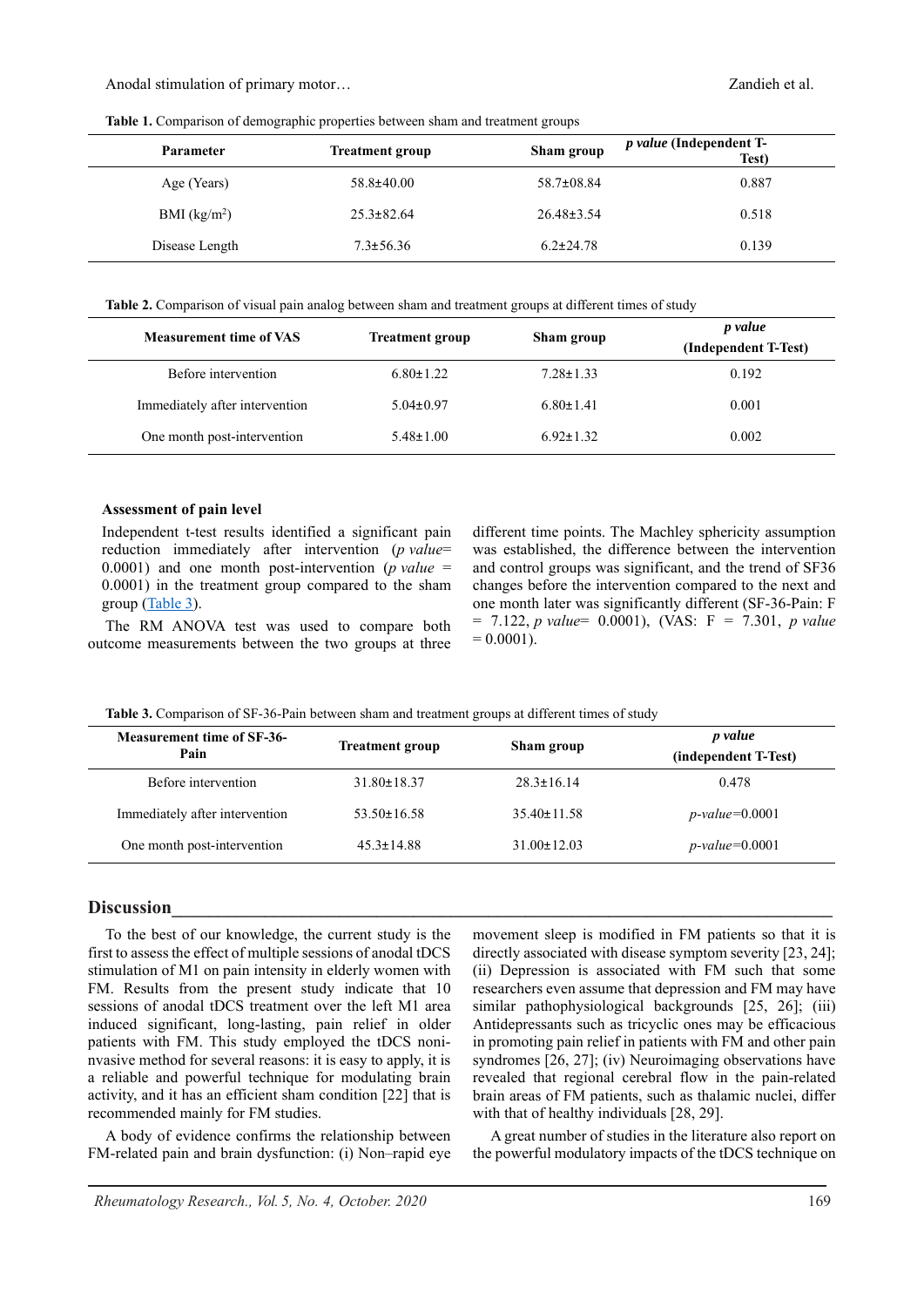**Table 1.** Comparison of demographic properties between sham and treatment groups

| Parameter | Treatment group | Sham group | *p value* (Independent T-Test) |
|---|---|---|---|
| Age (Years) | 58.8±40.00 | 58.7±08.84 | 0.887 |
| BMI (kg/m$^2$) | 25.3±82.64 | 26.48±3.54 | 0.518 |
| Disease Length | 7.3±56.36 | 6.2±24.78 | 0.139 |

**Table 2.** Comparison of visual pain analog between sham and treatment groups at different times of study

| Measurement time of VAS | Treatment group | Sham group | *p value* (Independent T-Test) |
|---|---|---|---|
| Before intervention | 6.80±1.22 | 7.28±1.33 | 0.192 |
| Immediately after intervention | 5.04±0.97 | 6.80±1.41 | 0.001 |
| One month post-intervention | 5.48±1.00 | 6.92±1.32 | 0.002 |

#### Assessment of pain level

Independent t-test results identified a significant pain reduction immediately after intervention (*p value*= 0.0001) and one month post-intervention (*p value* = 0.0001) in the treatment group compared to the sham group (Table 3).

The RM ANOVA test was used to compare both outcome measurements between the two groups at three different time points. The Machley sphericity assumption was established, the difference between the intervention and control groups was significant, and the trend of SF36 changes before the intervention compared to the next and one month later was significantly different (SF-36-Pain: F = 7.122, *p value*= 0.0001), (VAS: F = 7.301, *p value* = 0.0001).

**Table 3.** Comparison of SF-36-Pain between sham and treatment groups at different times of study

| Measurement time of SF-36-Pain | Treatment group | Sham group | *p value* (independent T-Test) |
|---|---|---|---|
| Before intervention | 31.80±18.37 | 28.3±16.14 | 0.478 |
| Immediately after intervention | 53.50±16.58 | 35.40±11.58 | *p-value*=0.0001 |
| One month post-intervention | 45.3±14.88 | 31.00±12.03 | *p-value*=0.0001 |

## Discussion

To the best of our knowledge, the current study is the first to assess the effect of multiple sessions of anodal tDCS stimulation of M1 on pain intensity in elderly women with FM. Results from the present study indicate that 10 sessions of anodal tDCS treatment over the left M1 area induced significant, long-lasting, pain relief in older patients with FM. This study employed the tDCS noninvasive method for several reasons: it is easy to apply, it is a reliable and powerful technique for modulating brain activity, and it has an efficient sham condition [22] that is recommended mainly for FM studies.

A body of evidence confirms the relationship between FM-related pain and brain dysfunction: (i) Non–rapid eye movement sleep is modified in FM patients so that it is directly associated with disease symptom severity [23, 24]; (ii) Depression is associated with FM such that some researchers even assume that depression and FM may have similar pathophysiological backgrounds [25, 26]; (iii) Antidepressants such as tricyclic ones may be efficacious in promoting pain relief in patients with FM and other pain syndromes [26, 27]; (iv) Neuroimaging observations have revealed that regional cerebral flow in the pain-related brain areas of FM patients, such as thalamic nuclei, differ with that of healthy individuals [28, 29].

A great number of studies in the literature also report on the powerful modulatory impacts of the tDCS technique on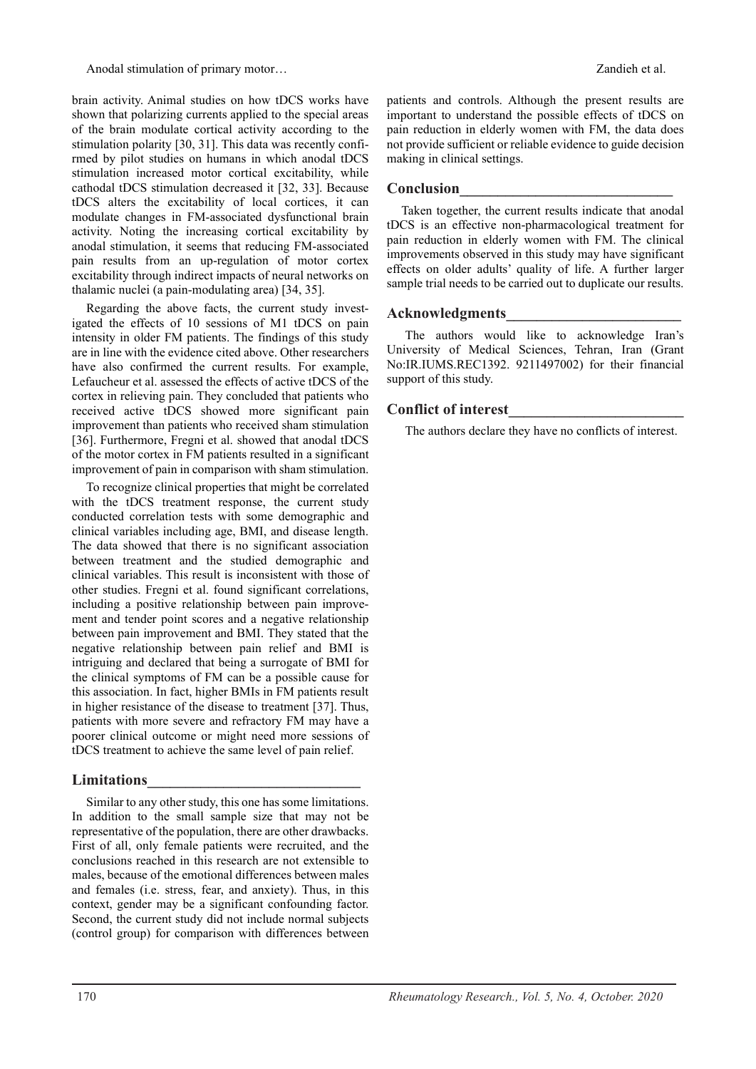brain activity. Animal studies on how tDCS works have shown that polarizing currents applied to the special areas of the brain modulate cortical activity according to the stimulation polarity [30, 31]. This data was recently confirmed by pilot studies on humans in which anodal tDCS stimulation increased motor cortical excitability, while cathodal tDCS stimulation decreased it [32, 33]. Because tDCS alters the excitability of local cortices, it can modulate changes in FM-associated dysfunctional brain activity. Noting the increasing cortical excitability by anodal stimulation, it seems that reducing FM-associated pain results from an up-regulation of motor cortex excitability through indirect impacts of neural networks on thalamic nuclei (a pain-modulating area) [34, 35].

Regarding the above facts, the current study investigated the effects of 10 sessions of M1 tDCS on pain intensity in older FM patients. The findings of this study are in line with the evidence cited above. Other researchers have also confirmed the current results. For example, Lefaucheur et al. assessed the effects of active tDCS of the cortex in relieving pain. They concluded that patients who received active tDCS showed more significant pain improvement than patients who received sham stimulation [36]. Furthermore, Fregni et al. showed that anodal tDCS of the motor cortex in FM patients resulted in a significant improvement of pain in comparison with sham stimulation.

To recognize clinical properties that might be correlated with the tDCS treatment response, the current study conducted correlation tests with some demographic and clinical variables including age, BMI, and disease length. The data showed that there is no significant association between treatment and the studied demographic and clinical variables. This result is inconsistent with those of other studies. Fregni et al. found significant correlations, including a positive relationship between pain improvement and tender point scores and a negative relationship between pain improvement and BMI. They stated that the negative relationship between pain relief and BMI is intriguing and declared that being a surrogate of BMI for the clinical symptoms of FM can be a possible cause for this association. In fact, higher BMIs in FM patients result in higher resistance of the disease to treatment [37]. Thus, patients with more severe and refractory FM may have a poorer clinical outcome or might need more sessions of tDCS treatment to achieve the same level of pain relief.

## Limitations

Similar to any other study, this one has some limitations. In addition to the small sample size that may not be representative of the population, there are other drawbacks. First of all, only female patients were recruited, and the conclusions reached in this research are not extensible to males, because of the emotional differences between males and females (i.e. stress, fear, and anxiety). Thus, in this context, gender may be a significant confounding factor. Second, the current study did not include normal subjects (control group) for comparison with differences between patients and controls. Although the present results are important to understand the possible effects of tDCS on pain reduction in elderly women with FM, the data does not provide sufficient or reliable evidence to guide decision making in clinical settings.

## Conclusion

Taken together, the current results indicate that anodal tDCS is an effective non-pharmacological treatment for pain reduction in elderly women with FM. The clinical improvements observed in this study may have significant effects on older adults' quality of life. A further larger sample trial needs to be carried out to duplicate our results.

## Acknowledgments

The authors would like to acknowledge Iran's University of Medical Sciences, Tehran, Iran (Grant No:IR.IUMS.REC1392. 9211497002) for their financial support of this study.

## Conflict of interest

The authors declare they have no conflicts of interest.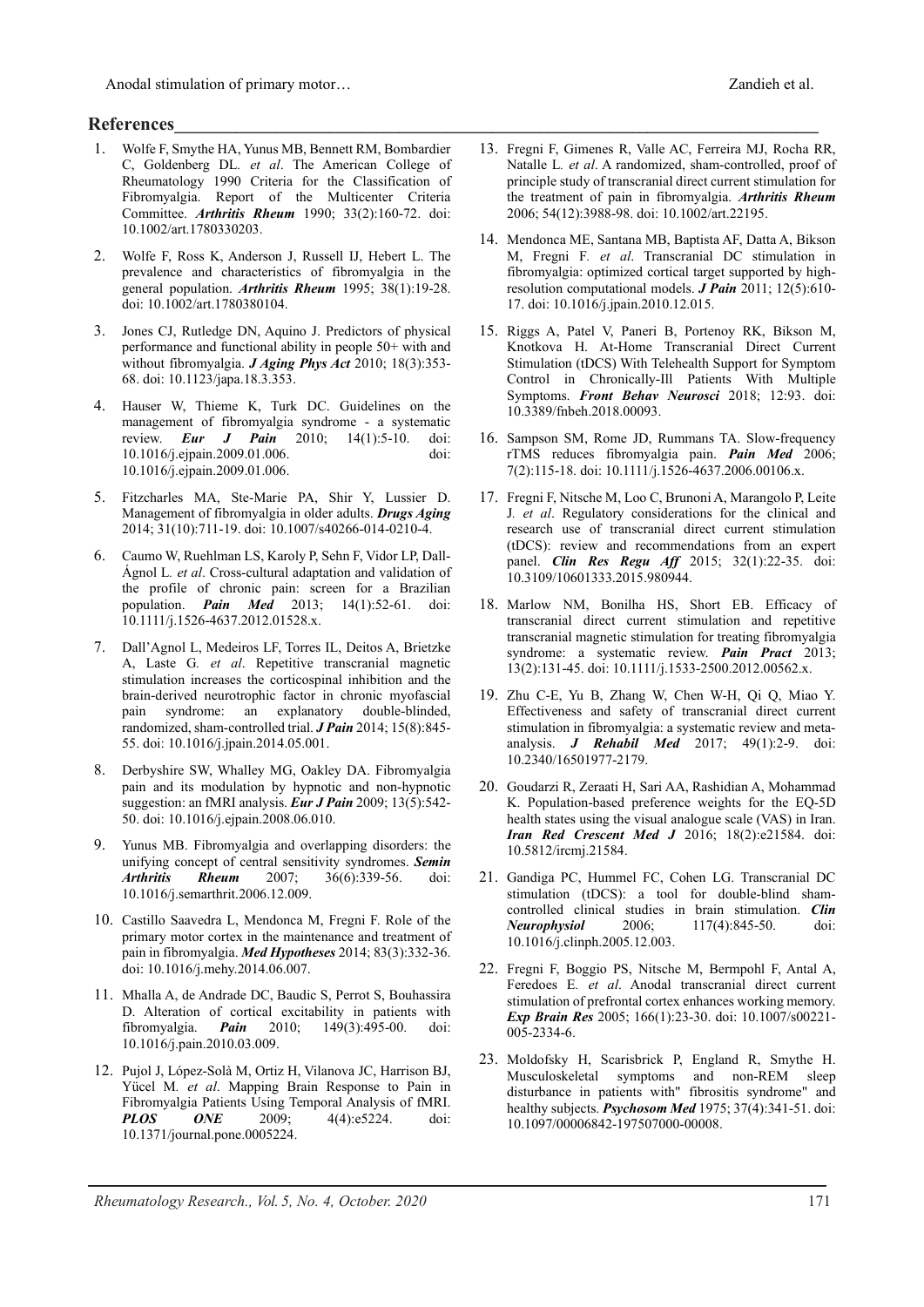## References

1. Wolfe F, Smythe HA, Yunus MB, Bennett RM, Bombardier C, Goldenberg DL. *et al*. The American College of Rheumatology 1990 Criteria for the Classification of Fibromyalgia. Report of the Multicenter Criteria Committee. ***Arthritis Rheum*** 1990; 33(2):160-72. doi: 10.1002/art.1780330203.

2. Wolfe F, Ross K, Anderson J, Russell IJ, Hebert L. The prevalence and characteristics of fibromyalgia in the general population. ***Arthritis Rheum*** 1995; 38(1):19-28. doi: 10.1002/art.1780380104.

3. Jones CJ, Rutledge DN, Aquino J. Predictors of physical performance and functional ability in people 50+ with and without fibromyalgia. ***J Aging Phys Act*** 2010; 18(3):353-68. doi: 10.1123/japa.18.3.353.

4. Hauser W, Thieme K, Turk DC. Guidelines on the management of fibromyalgia syndrome - a systematic review. ***Eur J Pain*** 2010; 14(1):5-10. doi: 10.1016/j.ejpain.2009.01.006. doi: 10.1016/j.ejpain.2009.01.006.

5. Fitzcharles MA, Ste-Marie PA, Shir Y, Lussier D. Management of fibromyalgia in older adults. ***Drugs Aging*** 2014; 31(10):711-19. doi: 10.1007/s40266-014-0210-4.

6. Caumo W, Ruehlman LS, Karoly P, Sehn F, Vidor LP, Dall-Ágnol L. *et al*. Cross-cultural adaptation and validation of the profile of chronic pain: screen for a Brazilian population. ***Pain Med*** 2013; 14(1):52-61. doi: 10.1111/j.1526-4637.2012.01528.x.

7. Dall'Agnol L, Medeiros LF, Torres IL, Deitos A, Brietzke A, Laste G. *et al*. Repetitive transcranial magnetic stimulation increases the corticospinal inhibition and the brain-derived neurotrophic factor in chronic myofascial pain syndrome: an explanatory double-blinded, randomized, sham-controlled trial. ***J Pain*** 2014; 15(8):845-55. doi: 10.1016/j.jpain.2014.05.001.

8. Derbyshire SW, Whalley MG, Oakley DA. Fibromyalgia pain and its modulation by hypnotic and non-hypnotic suggestion: an fMRI analysis. ***Eur J Pain*** 2009; 13(5):542-50. doi: 10.1016/j.ejpain.2008.06.010.

9. Yunus MB. Fibromyalgia and overlapping disorders: the unifying concept of central sensitivity syndromes. ***Semin Arthritis Rheum*** 2007; 36(6):339-56. doi: 10.1016/j.semarthrit.2006.12.009.

10. Castillo Saavedra L, Mendonca M, Fregni F. Role of the primary motor cortex in the maintenance and treatment of pain in fibromyalgia. ***Med Hypotheses*** 2014; 83(3):332-36. doi: 10.1016/j.mehy.2014.06.007.

11. Mhalla A, de Andrade DC, Baudic S, Perrot S, Bouhassira D. Alteration of cortical excitability in patients with fibromyalgia. ***Pain*** 2010; 149(3):495-00. doi: 10.1016/j.pain.2010.03.009.

12. Pujol J, López-Solà M, Ortiz H, Vilanova JC, Harrison BJ, Yücel M. *et al*. Mapping Brain Response to Pain in Fibromyalgia Patients Using Temporal Analysis of fMRI. ***PLOS ONE*** 2009; 4(4):e5224. doi: 10.1371/journal.pone.0005224.

13. Fregni F, Gimenes R, Valle AC, Ferreira MJ, Rocha RR, Natalle L. *et al*. A randomized, sham-controlled, proof of principle study of transcranial direct current stimulation for the treatment of pain in fibromyalgia. ***Arthritis Rheum*** 2006; 54(12):3988-98. doi: 10.1002/art.22195.

14. Mendonca ME, Santana MB, Baptista AF, Datta A, Bikson M, Fregni F. *et al*. Transcranial DC stimulation in fibromyalgia: optimized cortical target supported by high-resolution computational models. ***J Pain*** 2011; 12(5):610-17. doi: 10.1016/j.jpain.2010.12.015.

15. Riggs A, Patel V, Paneri B, Portenoy RK, Bikson M, Knotkova H. At-Home Transcranial Direct Current Stimulation (tDCS) With Telehealth Support for Symptom Control in Chronically-Ill Patients With Multiple Symptoms. ***Front Behav Neurosci*** 2018; 12:93. doi: 10.3389/fnbeh.2018.00093.

16. Sampson SM, Rome JD, Rummans TA. Slow-frequency rTMS reduces fibromyalgia pain. ***Pain Med*** 2006; 7(2):115-18. doi: 10.1111/j.1526-4637.2006.00106.x.

17. Fregni F, Nitsche M, Loo C, Brunoni A, Marangolo P, Leite J. *et al*. Regulatory considerations for the clinical and research use of transcranial direct current stimulation (tDCS): review and recommendations from an expert panel. ***Clin Res Regu Aff*** 2015; 32(1):22-35. doi: 10.3109/10601333.2015.980944.

18. Marlow NM, Bonilha HS, Short EB. Efficacy of transcranial direct current stimulation and repetitive transcranial magnetic stimulation for treating fibromyalgia syndrome: a systematic review. ***Pain Pract*** 2013; 13(2):131-45. doi: 10.1111/j.1533-2500.2012.00562.x.

19. Zhu C-E, Yu B, Zhang W, Chen W-H, Qi Q, Miao Y. Effectiveness and safety of transcranial direct current stimulation in fibromyalgia: a systematic review and meta-analysis. ***J Rehabil Med*** 2017; 49(1):2-9. doi: 10.2340/16501977-2179.

20. Goudarzi R, Zeraati H, Sari AA, Rashidian A, Mohammad K. Population-based preference weights for the EQ-5D health states using the visual analogue scale (VAS) in Iran. ***Iran Red Crescent Med J*** 2016; 18(2):e21584. doi: 10.5812/ircmj.21584.

21. Gandiga PC, Hummel FC, Cohen LG. Transcranial DC stimulation (tDCS): a tool for double-blind sham-controlled clinical studies in brain stimulation. ***Clin Neurophysiol*** 2006; 117(4):845-50. doi: 10.1016/j.clinph.2005.12.003.

22. Fregni F, Boggio PS, Nitsche M, Bermpohl F, Antal A, Feredoes E. *et al*. Anodal transcranial direct current stimulation of prefrontal cortex enhances working memory. ***Exp Brain Res*** 2005; 166(1):23-30. doi: 10.1007/s00221-005-2334-6.

23. Moldofsky H, Scarisbrick P, England R, Smythe H. Musculoskeletal symptoms and non-REM sleep disturbance in patients with" fibrositis syndrome" and healthy subjects. ***Psychosom Med*** 1975; 37(4):341-51. doi: 10.1097/00006842-197507000-00008.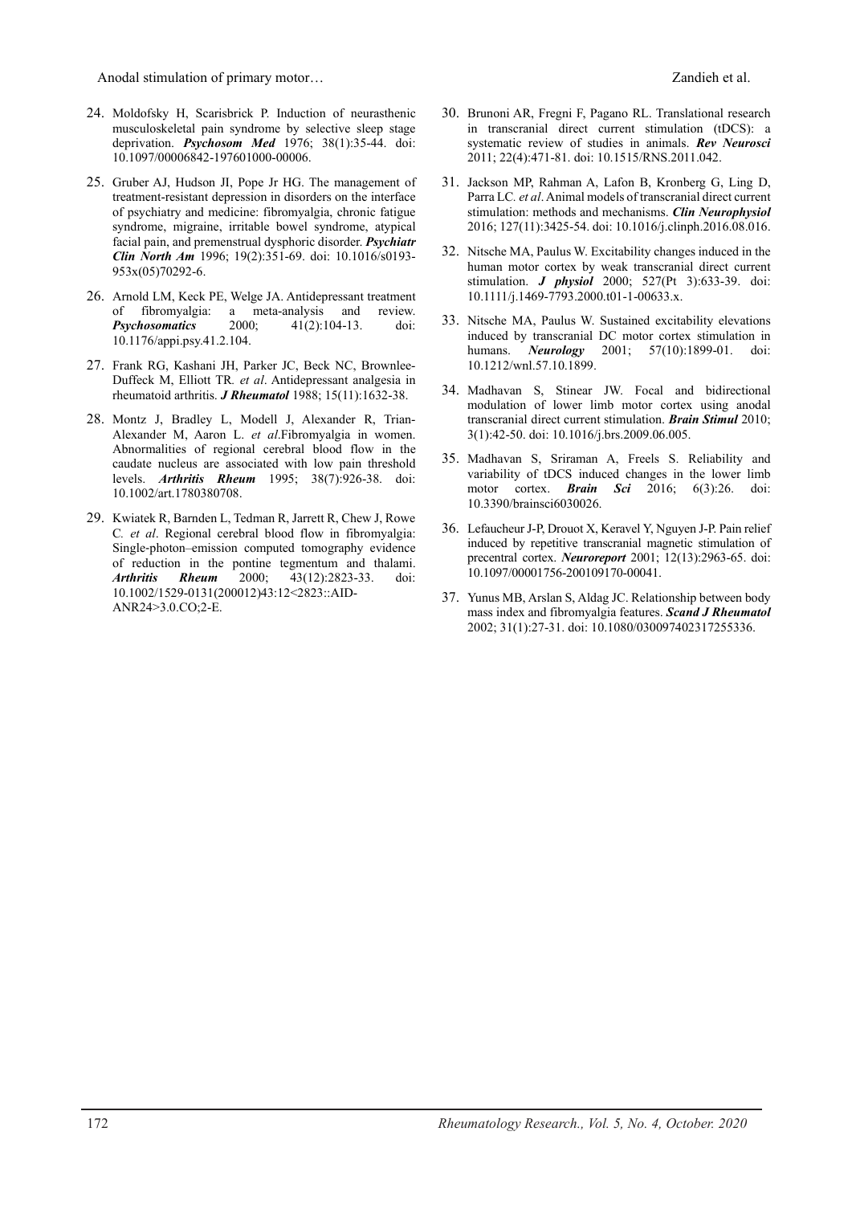24. Moldofsky H, Scarisbrick P. Induction of neurasthenic musculoskeletal pain syndrome by selective sleep stage deprivation. ***Psychosom Med*** 1976; 38(1):35-44. doi: 10.1097/00006842-197601000-00006.

25. Gruber AJ, Hudson JI, Pope Jr HG. The management of treatment-resistant depression in disorders on the interface of psychiatry and medicine: fibromyalgia, chronic fatigue syndrome, migraine, irritable bowel syndrome, atypical facial pain, and premenstrual dysphoric disorder. ***Psychiatr Clin North Am*** 1996; 19(2):351-69. doi: 10.1016/s0193-953x(05)70292-6.

26. Arnold LM, Keck PE, Welge JA. Antidepressant treatment of fibromyalgia: a meta-analysis and review. ***Psychosomatics*** 2000; 41(2):104-13. doi: 10.1176/appi.psy.41.2.104.

27. Frank RG, Kashani JH, Parker JC, Beck NC, Brownlee-Duffeck M, Elliott TR. *et al*. Antidepressant analgesia in rheumatoid arthritis. ***J Rheumatol*** 1988; 15(11):1632-38.

28. Montz J, Bradley L, Modell J, Alexander R, Trian-Alexander M, Aaron L. *et al*.Fibromyalgia in women. Abnormalities of regional cerebral blood flow in the caudate nucleus are associated with low pain threshold levels. ***Arthritis Rheum*** 1995; 38(7):926-38. doi: 10.1002/art.1780380708.

29. Kwiatek R, Barnden L, Tedman R, Jarrett R, Chew J, Rowe C. *et al*. Regional cerebral blood flow in fibromyalgia: Single-photon–emission computed tomography evidence of reduction in the pontine tegmentum and thalami. ***Arthritis Rheum*** 2000; 43(12):2823-33. doi: 10.1002/1529-0131(200012)43:12<2823::AID-ANR24>3.0.CO;2-E.

30. Brunoni AR, Fregni F, Pagano RL. Translational research in transcranial direct current stimulation (tDCS): a systematic review of studies in animals. ***Rev Neurosci*** 2011; 22(4):471-81. doi: 10.1515/RNS.2011.042.

31. Jackson MP, Rahman A, Lafon B, Kronberg G, Ling D, Parra LC. *et al*. Animal models of transcranial direct current stimulation: methods and mechanisms. ***Clin Neurophysiol*** 2016; 127(11):3425-54. doi: 10.1016/j.clinph.2016.08.016.

32. Nitsche MA, Paulus W. Excitability changes induced in the human motor cortex by weak transcranial direct current stimulation. ***J physiol*** 2000; 527(Pt 3):633-39. doi: 10.1111/j.1469-7793.2000.t01-1-00633.x.

33. Nitsche MA, Paulus W. Sustained excitability elevations induced by transcranial DC motor cortex stimulation in humans. ***Neurology*** 2001; 57(10):1899-01. doi: 10.1212/wnl.57.10.1899.

34. Madhavan S, Stinear JW. Focal and bidirectional modulation of lower limb motor cortex using anodal transcranial direct current stimulation. ***Brain Stimul*** 2010; 3(1):42-50. doi: 10.1016/j.brs.2009.06.005.

35. Madhavan S, Sriraman A, Freels S. Reliability and variability of tDCS induced changes in the lower limb motor cortex. ***Brain Sci*** 2016; 6(3):26. doi: 10.3390/brainsci6030026.

36. Lefaucheur J-P, Drouot X, Keravel Y, Nguyen J-P. Pain relief induced by repetitive transcranial magnetic stimulation of precentral cortex. ***Neuroreport*** 2001; 12(13):2963-65. doi: 10.1097/00001756-200109170-00041.

37. Yunus MB, Arslan S, Aldag JC. Relationship between body mass index and fibromyalgia features. ***Scand J Rheumatol*** 2002; 31(1):27-31. doi: 10.1080/030097402317255336.